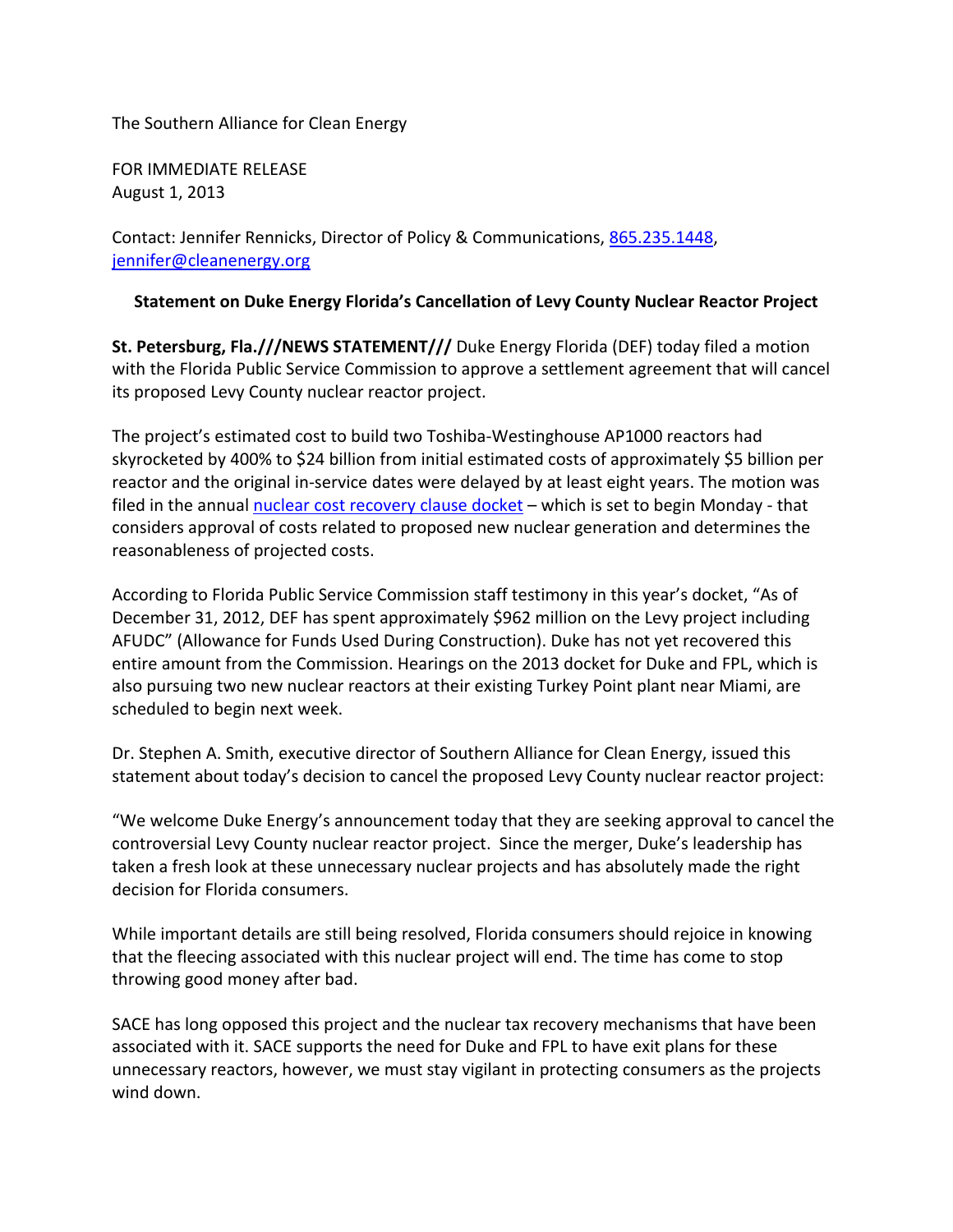The Southern Alliance for Clean Energy

FOR IMMEDIATE RELEASE
August 1, 2013

Contact: Jennifer Rennicks, Director of Policy & Communications, [865.235.1448](865.235.1448), [jennifer@cleanenergy.org](mailto:jennifer@cleanenergy.org)

### Statement on Duke Energy Florida's Cancellation of Levy County Nuclear Reactor Project

**St. Petersburg, Fla.///NEWS STATEMENT///** Duke Energy Florida (DEF) today filed a motion with the Florida Public Service Commission to approve a settlement agreement that will cancel its proposed Levy County nuclear reactor project.

The project's estimated cost to build two Toshiba-Westinghouse AP1000 reactors had skyrocketed by 400% to $24 billion from initial estimated costs of approximately $5 billion per reactor and the original in-service dates were delayed by at least eight years. The motion was filed in the annual [nuclear cost recovery clause docket](#) – which is set to begin Monday - that considers approval of costs related to proposed new nuclear generation and determines the reasonableness of projected costs.

According to Florida Public Service Commission staff testimony in this year's docket, "As of December 31, 2012, DEF has spent approximately $962 million on the Levy project including AFUDC" (Allowance for Funds Used During Construction). Duke has not yet recovered this entire amount from the Commission. Hearings on the 2013 docket for Duke and FPL, which is also pursuing two new nuclear reactors at their existing Turkey Point plant near Miami, are scheduled to begin next week.

Dr. Stephen A. Smith, executive director of Southern Alliance for Clean Energy, issued this statement about today's decision to cancel the proposed Levy County nuclear reactor project:

"We welcome Duke Energy's announcement today that they are seeking approval to cancel the controversial Levy County nuclear reactor project. Since the merger, Duke's leadership has taken a fresh look at these unnecessary nuclear projects and has absolutely made the right decision for Florida consumers.

While important details are still being resolved, Florida consumers should rejoice in knowing that the fleecing associated with this nuclear project will end. The time has come to stop throwing good money after bad.

SACE has long opposed this project and the nuclear tax recovery mechanisms that have been associated with it. SACE supports the need for Duke and FPL to have exit plans for these unnecessary reactors, however, we must stay vigilant in protecting consumers as the projects wind down.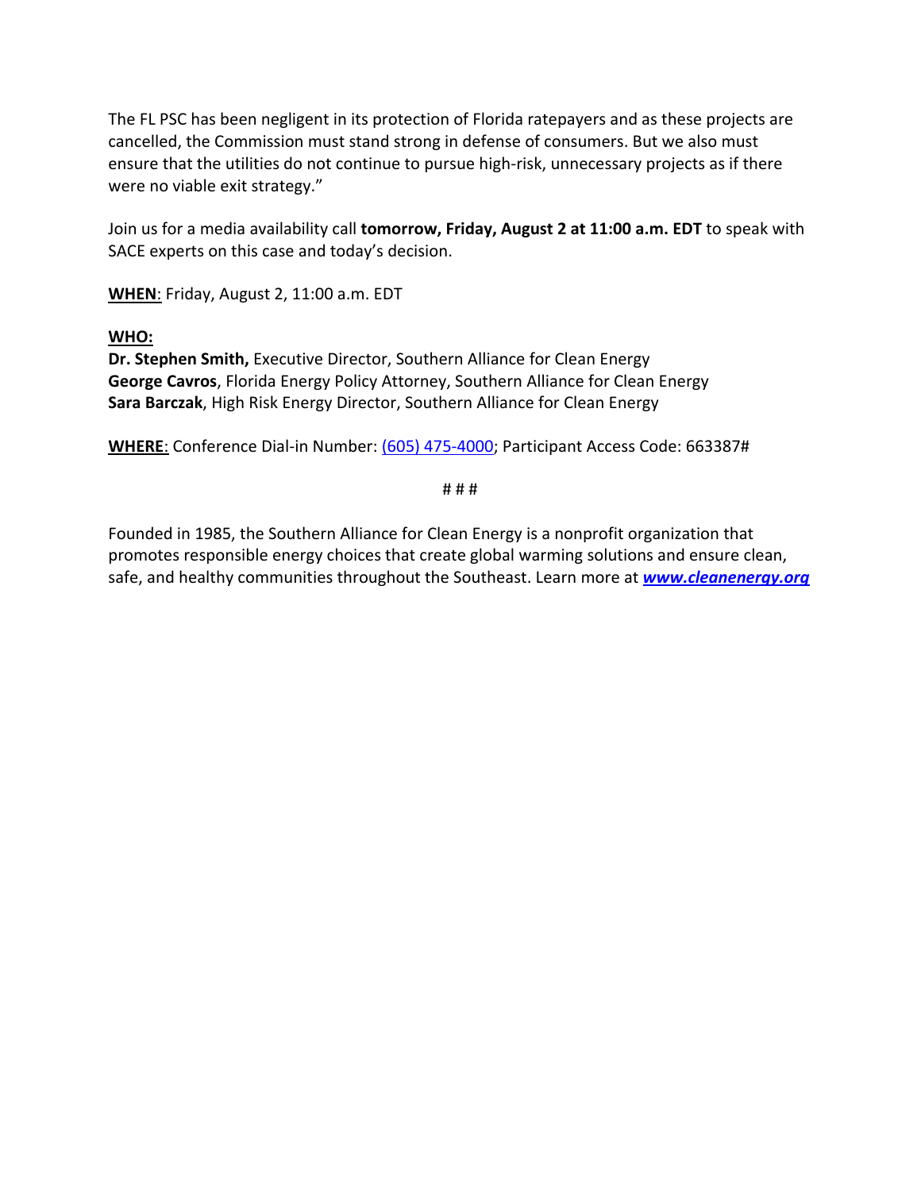The FL PSC has been negligent in its protection of Florida ratepayers and as these projects are cancelled, the Commission must stand strong in defense of consumers. But we also must ensure that the utilities do not continue to pursue high-risk, unnecessary projects as if there were no viable exit strategy."

Join us for a media availability call **tomorrow, Friday, August 2 at 11:00 a.m. EDT** to speak with SACE experts on this case and today's decision.

**WHEN**: Friday, August 2, 11:00 a.m. EDT

**WHO:**
**Dr. Stephen Smith,** Executive Director, Southern Alliance for Clean Energy
**George Cavros**, Florida Energy Policy Attorney, Southern Alliance for Clean Energy
**Sara Barczak**, High Risk Energy Director, Southern Alliance for Clean Energy

**WHERE**: Conference Dial-in Number: (605) 475-4000; Participant Access Code: 663387#

# # #

Founded in 1985, the Southern Alliance for Clean Energy is a nonprofit organization that promotes responsible energy choices that create global warming solutions and ensure clean, safe, and healthy communities throughout the Southeast. Learn more at ***www.cleanenergy.org***